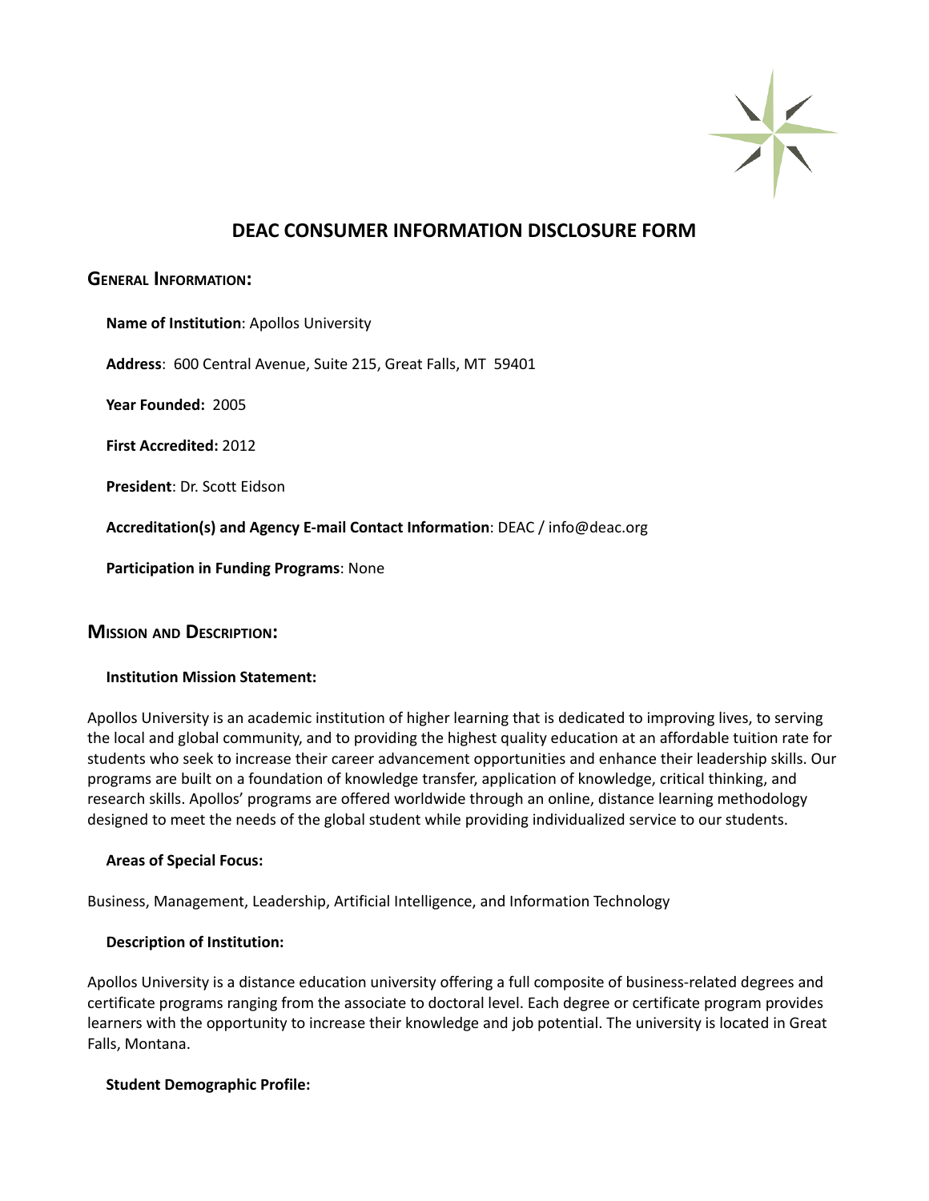# DEAC CONSUMER INFORMATION DISCLOSURE FORM

## General Information:

**Name of Institution**: Apollos University

**Address**: 600 Central Avenue, Suite 215, Great Falls, MT 59401

**Year Founded:** 2005

**First Accredited:** 2012

**President**: Dr. Scott Eidson

**Accreditation(s) and Agency E-mail Contact Information**: DEAC / info@deac.org

**Participation in Funding Programs**: None

## Mission and Description:

### Institution Mission Statement:

Apollos University is an academic institution of higher learning that is dedicated to improving lives, to serving the local and global community, and to providing the highest quality education at an affordable tuition rate for students who seek to increase their career advancement opportunities and enhance their leadership skills. Our programs are built on a foundation of knowledge transfer, application of knowledge, critical thinking, and research skills. Apollos' programs are offered worldwide through an online, distance learning methodology designed to meet the needs of the global student while providing individualized service to our students.

### Areas of Special Focus:

Business, Management, Leadership, Artificial Intelligence, and Information Technology

### Description of Institution:

Apollos University is a distance education university offering a full composite of business-related degrees and certificate programs ranging from the associate to doctoral level. Each degree or certificate program provides learners with the opportunity to increase their knowledge and job potential. The university is located in Great Falls, Montana.

### Student Demographic Profile: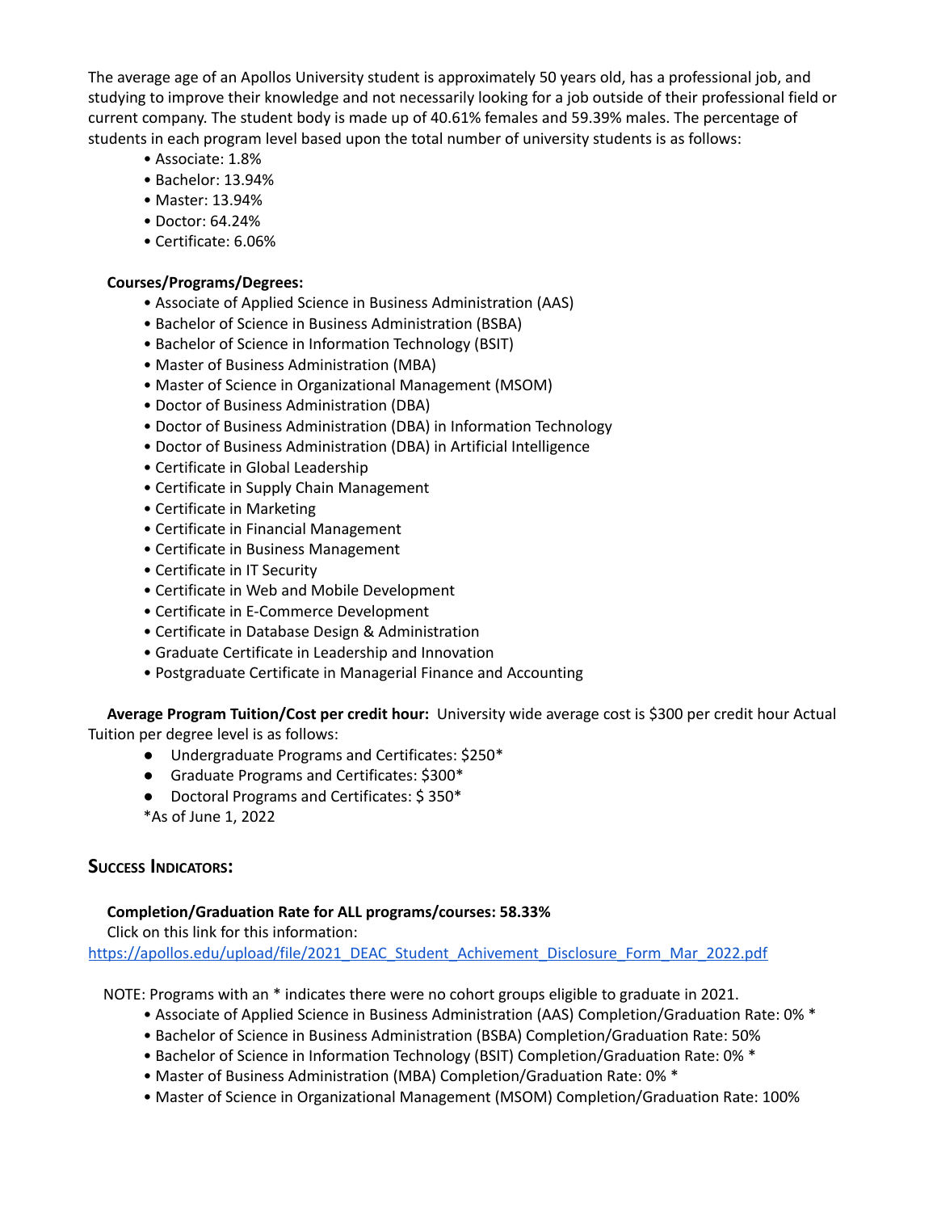The average age of an Apollos University student is approximately 50 years old, has a professional job, and studying to improve their knowledge and not necessarily looking for a job outside of their professional field or current company. The student body is made up of 40.61% females and 59.39% males. The percentage of students in each program level based upon the total number of university students is as follows:

- Associate: 1.8%
- Bachelor: 13.94%
- Master: 13.94%
- Doctor: 64.24%
- Certificate: 6.06%

**Courses/Programs/Degrees:**

- Associate of Applied Science in Business Administration (AAS)
- Bachelor of Science in Business Administration (BSBA)
- Bachelor of Science in Information Technology (BSIT)
- Master of Business Administration (MBA)
- Master of Science in Organizational Management (MSOM)
- Doctor of Business Administration (DBA)
- Doctor of Business Administration (DBA) in Information Technology
- Doctor of Business Administration (DBA) in Artificial Intelligence
- Certificate in Global Leadership
- Certificate in Supply Chain Management
- Certificate in Marketing
- Certificate in Financial Management
- Certificate in Business Management
- Certificate in IT Security
- Certificate in Web and Mobile Development
- Certificate in E-Commerce Development
- Certificate in Database Design & Administration
- Graduate Certificate in Leadership and Innovation
- Postgraduate Certificate in Managerial Finance and Accounting

**Average Program Tuition/Cost per credit hour:** University wide average cost is $300 per credit hour Actual Tuition per degree level is as follows:

- Undergraduate Programs and Certificates: $250*
- Graduate Programs and Certificates: $300*
- Doctoral Programs and Certificates: $ 350*

*As of June 1, 2022

## Success Indicators:

**Completion/Graduation Rate for ALL programs/courses: 58.33%**

Click on this link for this information:
https://apollos.edu/upload/file/2021_DEAC_Student_Achivement_Disclosure_Form_Mar_2022.pdf

NOTE: Programs with an * indicates there were no cohort groups eligible to graduate in 2021.

- Associate of Applied Science in Business Administration (AAS) Completion/Graduation Rate: 0% *
- Bachelor of Science in Business Administration (BSBA) Completion/Graduation Rate: 50%
- Bachelor of Science in Information Technology (BSIT) Completion/Graduation Rate: 0% *
- Master of Business Administration (MBA) Completion/Graduation Rate: 0% *
- Master of Science in Organizational Management (MSOM) Completion/Graduation Rate: 100%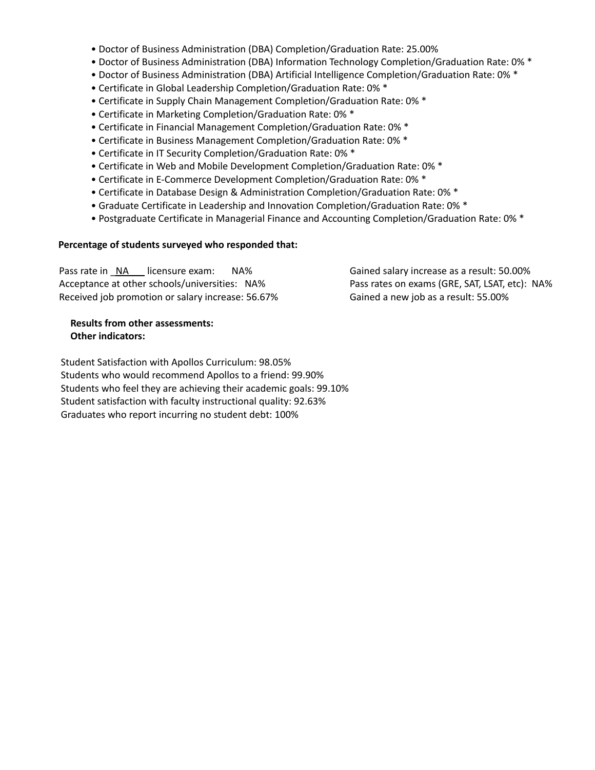- Doctor of Business Administration (DBA) Completion/Graduation Rate: 25.00%
- Doctor of Business Administration (DBA) Information Technology Completion/Graduation Rate: 0% *
- Doctor of Business Administration (DBA) Artificial Intelligence Completion/Graduation Rate: 0% *
- Certificate in Global Leadership Completion/Graduation Rate: 0% *
- Certificate in Supply Chain Management Completion/Graduation Rate: 0% *
- Certificate in Marketing Completion/Graduation Rate: 0% *
- Certificate in Financial Management Completion/Graduation Rate: 0% *
- Certificate in Business Management Completion/Graduation Rate: 0% *
- Certificate in IT Security Completion/Graduation Rate: 0% *
- Certificate in Web and Mobile Development Completion/Graduation Rate: 0% *
- Certificate in E-Commerce Development Completion/Graduation Rate: 0% *
- Certificate in Database Design & Administration Completion/Graduation Rate: 0% *
- Graduate Certificate in Leadership and Innovation Completion/Graduation Rate: 0% *
- Postgraduate Certificate in Managerial Finance and Accounting Completion/Graduation Rate: 0% *

**Percentage of students surveyed who responded that:**

Pass rate in NA licensure exam: NA%

Acceptance at other schools/universities: NA%

Received job promotion or salary increase: 56.67%

Gained salary increase as a result: 50.00%

Pass rates on exams (GRE, SAT, LSAT, etc): NA%

Gained a new job as a result: 55.00%

**Results from other assessments:**

**Other indicators:**

Student Satisfaction with Apollos Curriculum: 98.05%

Students who would recommend Apollos to a friend: 99.90%

Students who feel they are achieving their academic goals: 99.10%

Student satisfaction with faculty instructional quality: 92.63%

Graduates who report incurring no student debt: 100%